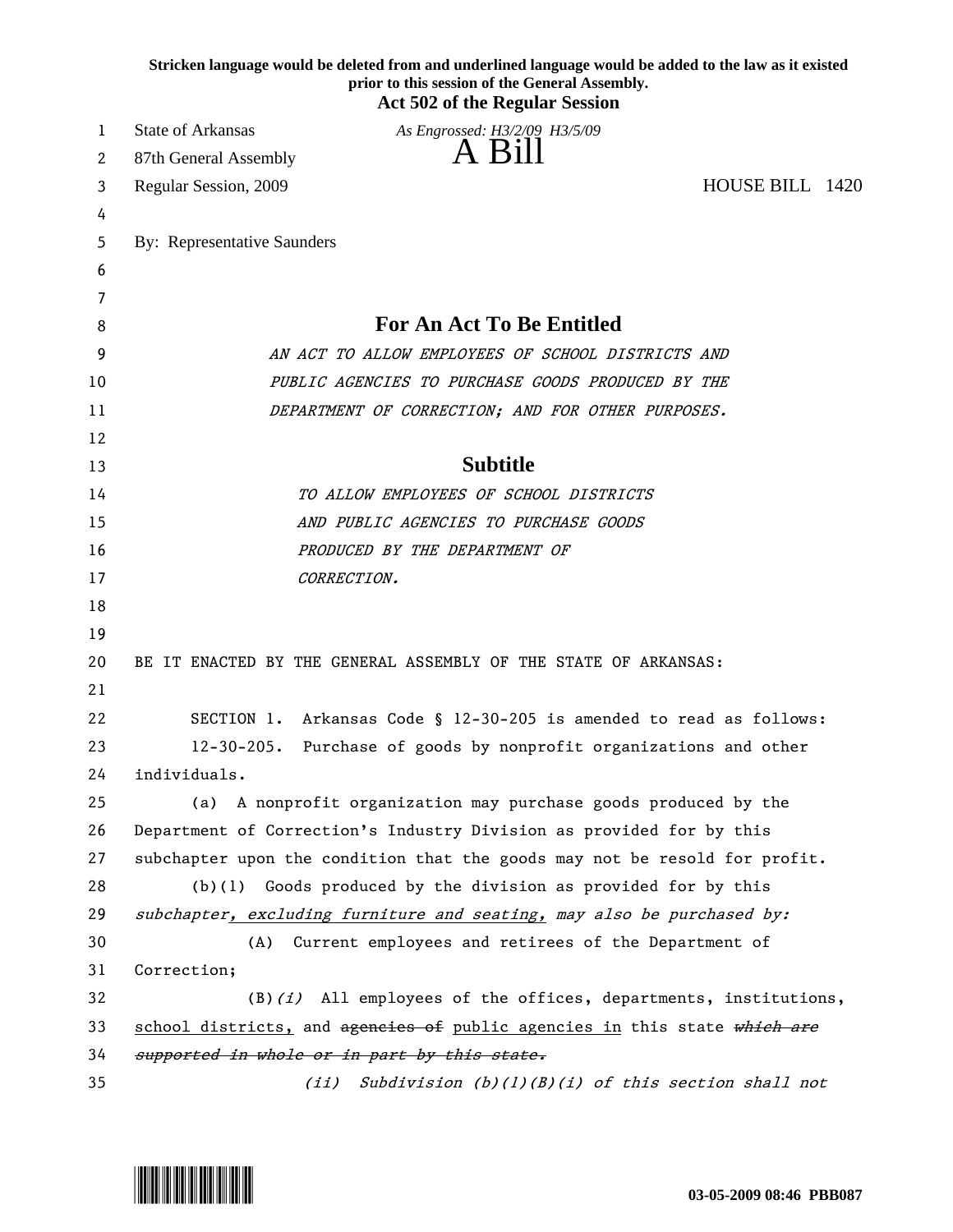**Stricken language would be deleted from and underlined language would be added to the law as it existed prior to this session of the General Assembly.**

**Act 502 of the Regular Session**

State of Arkansas
87th General Assembly
Regular Session, 2009

*As Engrossed: H3/2/09 H3/5/09*

# A Bill

HOUSE BILL 1420

By: Representative Saunders

## For An Act To Be Entitled

*AN ACT TO ALLOW EMPLOYEES OF SCHOOL DISTRICTS AND PUBLIC AGENCIES TO PURCHASE GOODS PRODUCED BY THE DEPARTMENT OF CORRECTION; AND FOR OTHER PURPOSES.*

## Subtitle

*TO ALLOW EMPLOYEES OF SCHOOL DISTRICTS AND PUBLIC AGENCIES TO PURCHASE GOODS PRODUCED BY THE DEPARTMENT OF CORRECTION.*

BE IT ENACTED BY THE GENERAL ASSEMBLY OF THE STATE OF ARKANSAS:

SECTION 1. Arkansas Code § 12-30-205 is amended to read as follows:

12-30-205. Purchase of goods by nonprofit organizations and other individuals.

(a) A nonprofit organization may purchase goods produced by the Department of Correction's Industry Division as provided for by this subchapter upon the condition that the goods may not be resold for profit.

(b)(1) Goods produced by the division as provided for by this *subchapter<u>, excluding furniture and seating,</u> may also be purchased by:*

(A) Current employees and retirees of the Department of Correction;

(B)*(i)* All employees of the offices, departments, institutions, <u>school districts,</u> and ~~agencies of~~ <u>public agencies in</u> this state ~~*which are supported in whole or in part by this state.*~~

*(ii) Subdivision (b)(1)(B)(i) of this section shall not*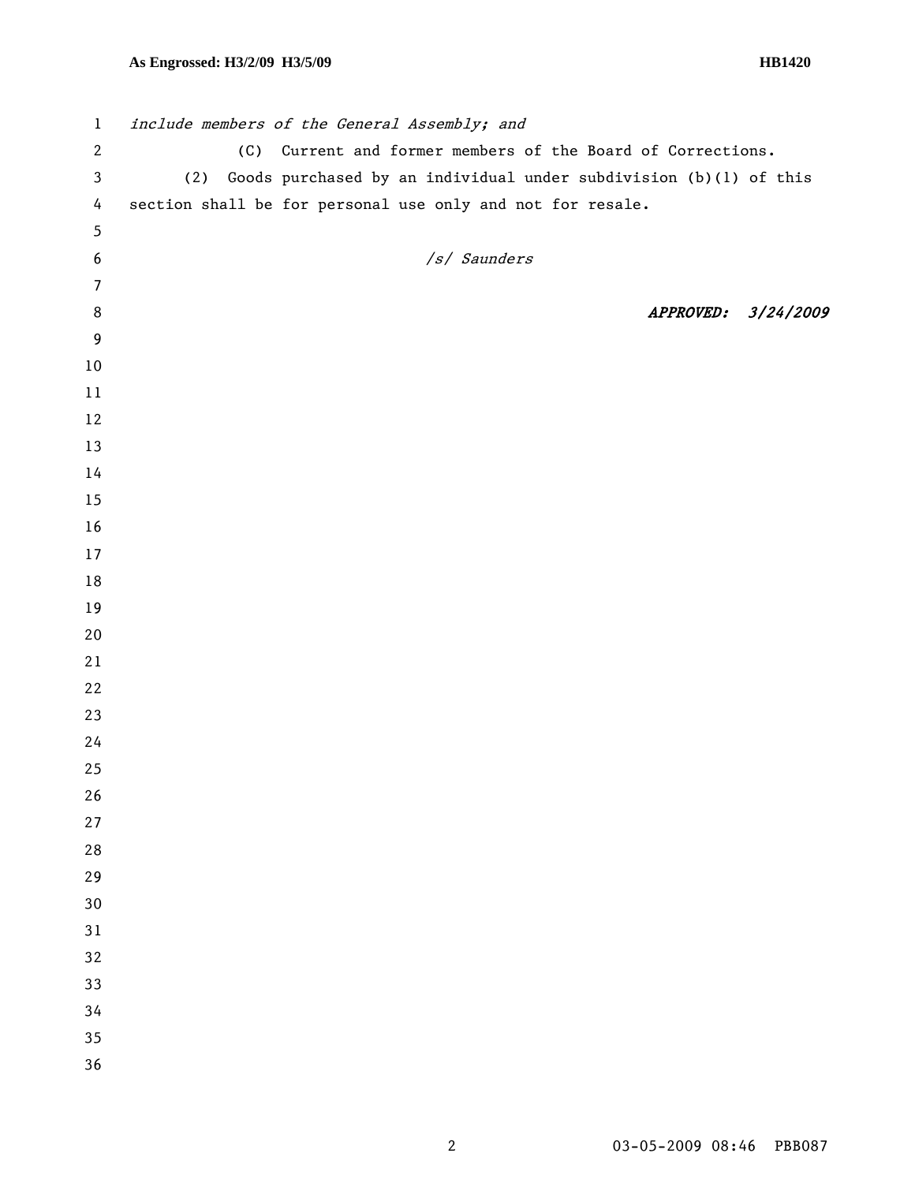*include members of the General Assembly; and*

(C) Current and former members of the Board of Corrections.

(2) Goods purchased by an individual under subdivision (b)(1) of this section shall be for personal use only and not for resale.

*/s/ Saunders*

***APPROVED: 3/24/2009***